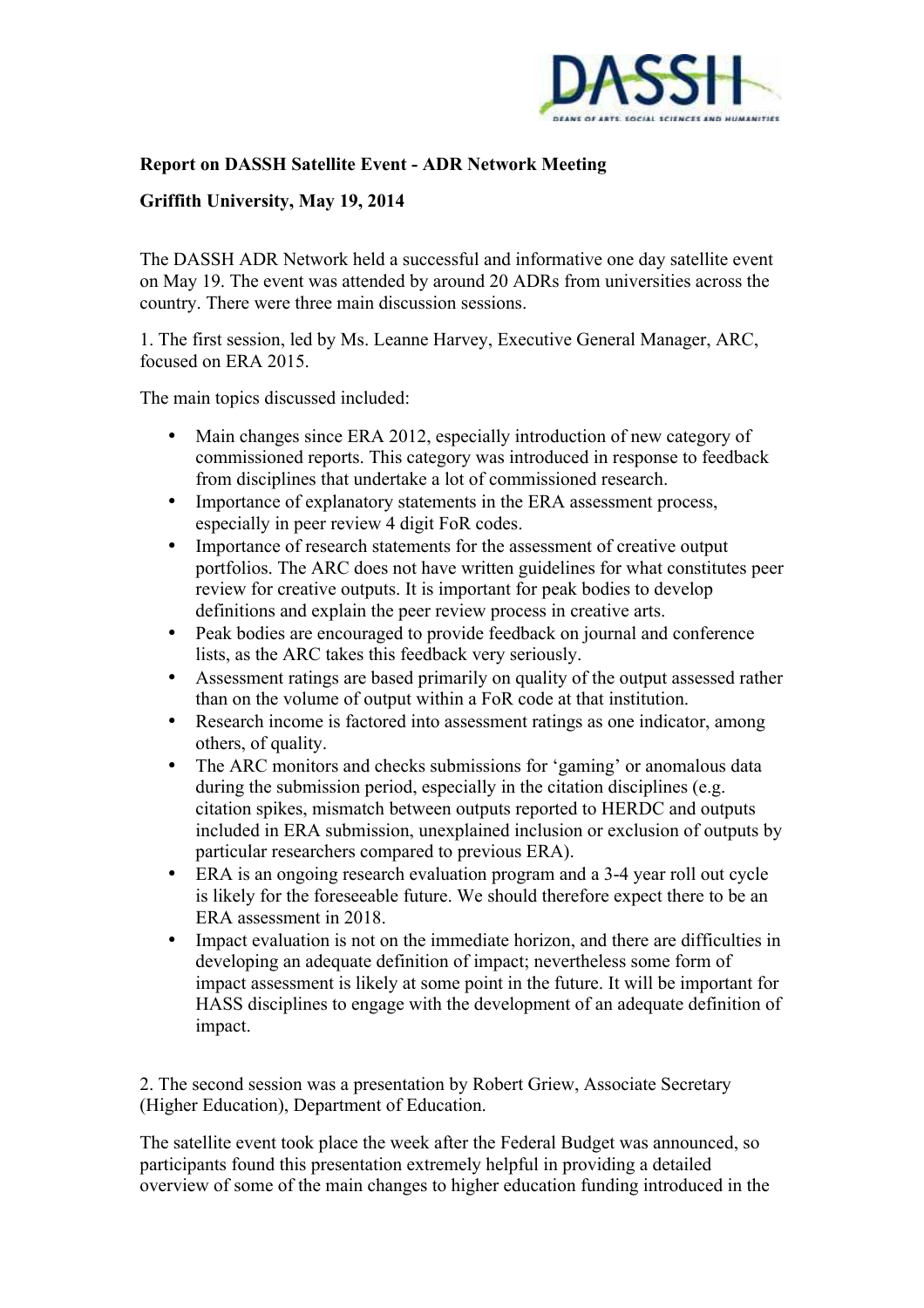**Report on DASSH Satellite Event - ADR Network Meeting**

**Griffith University, May 19, 2014**

The DASSH ADR Network held a successful and informative one day satellite event on May 19. The event was attended by around 20 ADRs from universities across the country. There were three main discussion sessions.

1. The first session, led by Ms. Leanne Harvey, Executive General Manager, ARC, focused on ERA 2015.

The main topics discussed included:

- Main changes since ERA 2012, especially introduction of new category of commissioned reports. This category was introduced in response to feedback from disciplines that undertake a lot of commissioned research.
- Importance of explanatory statements in the ERA assessment process, especially in peer review 4 digit FoR codes.
- Importance of research statements for the assessment of creative output portfolios. The ARC does not have written guidelines for what constitutes peer review for creative outputs. It is important for peak bodies to develop definitions and explain the peer review process in creative arts.
- Peak bodies are encouraged to provide feedback on journal and conference lists, as the ARC takes this feedback very seriously.
- Assessment ratings are based primarily on quality of the output assessed rather than on the volume of output within a FoR code at that institution.
- Research income is factored into assessment ratings as one indicator, among others, of quality.
- The ARC monitors and checks submissions for 'gaming' or anomalous data during the submission period, especially in the citation disciplines (e.g. citation spikes, mismatch between outputs reported to HERDC and outputs included in ERA submission, unexplained inclusion or exclusion of outputs by particular researchers compared to previous ERA).
- ERA is an ongoing research evaluation program and a 3-4 year roll out cycle is likely for the foreseeable future. We should therefore expect there to be an ERA assessment in 2018.
- Impact evaluation is not on the immediate horizon, and there are difficulties in developing an adequate definition of impact; nevertheless some form of impact assessment is likely at some point in the future. It will be important for HASS disciplines to engage with the development of an adequate definition of impact.

2. The second session was a presentation by Robert Griew, Associate Secretary (Higher Education), Department of Education.

The satellite event took place the week after the Federal Budget was announced, so participants found this presentation extremely helpful in providing a detailed overview of some of the main changes to higher education funding introduced in the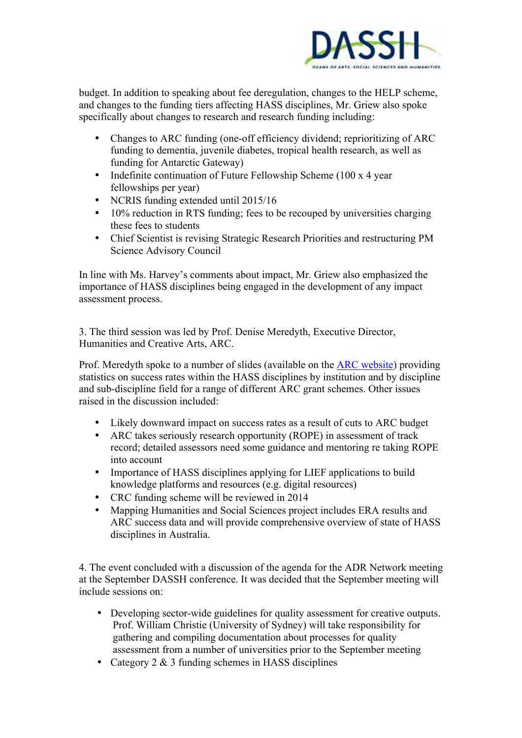budget. In addition to speaking about fee deregulation, changes to the HELP scheme, and changes to the funding tiers affecting HASS disciplines, Mr. Griew also spoke specifically about changes to research and research funding including:

- Changes to ARC funding (one-off efficiency dividend; reprioritizing of ARC funding to dementia, juvenile diabetes, tropical health research, as well as funding for Antarctic Gateway)
- Indefinite continuation of Future Fellowship Scheme (100 x 4 year fellowships per year)
- NCRIS funding extended until 2015/16
- 10% reduction in RTS funding; fees to be recouped by universities charging these fees to students
- Chief Scientist is revising Strategic Research Priorities and restructuring PM Science Advisory Council

In line with Ms. Harvey's comments about impact, Mr. Griew also emphasized the importance of HASS disciplines being engaged in the development of any impact assessment process.

3. The third session was led by Prof. Denise Meredyth, Executive Director, Humanities and Creative Arts, ARC.

Prof. Meredyth spoke to a number of slides (available on the [ARC website]) providing statistics on success rates within the HASS disciplines by institution and by discipline and sub-discipline field for a range of different ARC grant schemes. Other issues raised in the discussion included:

- Likely downward impact on success rates as a result of cuts to ARC budget
- ARC takes seriously research opportunity (ROPE) in assessment of track record; detailed assessors need some guidance and mentoring re taking ROPE into account
- Importance of HASS disciplines applying for LIEF applications to build knowledge platforms and resources (e.g. digital resources)
- CRC funding scheme will be reviewed in 2014
- Mapping Humanities and Social Sciences project includes ERA results and ARC success data and will provide comprehensive overview of state of HASS disciplines in Australia.

4. The event concluded with a discussion of the agenda for the ADR Network meeting at the September DASSH conference. It was decided that the September meeting will include sessions on:

- Developing sector-wide guidelines for quality assessment for creative outputs. Prof. William Christie (University of Sydney) will take responsibility for gathering and compiling documentation about processes for quality assessment from a number of universities prior to the September meeting
- Category 2 & 3 funding schemes in HASS disciplines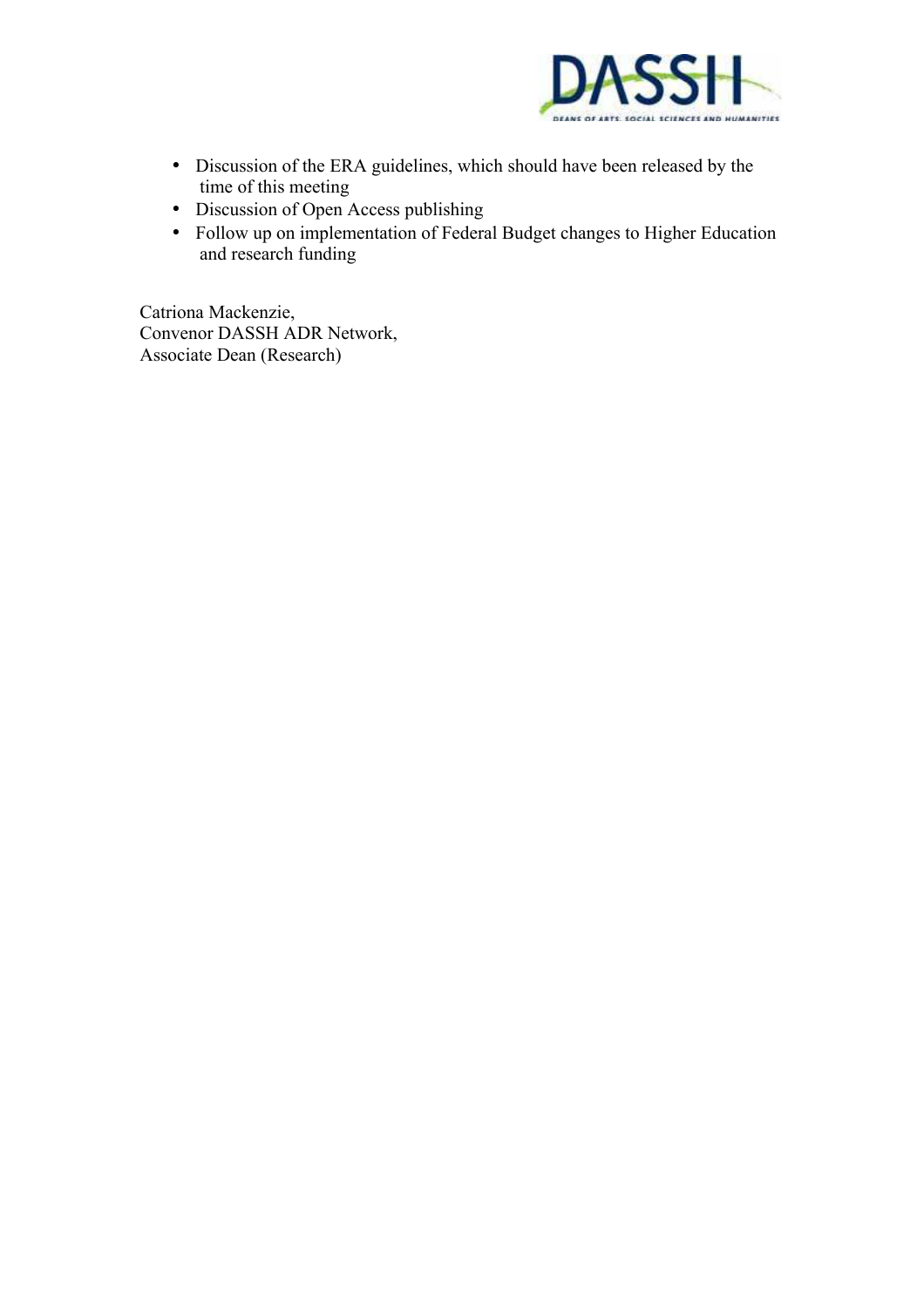- Discussion of the ERA guidelines, which should have been released by the time of this meeting
- Discussion of Open Access publishing
- Follow up on implementation of Federal Budget changes to Higher Education and research funding

Catriona Mackenzie,
Convenor DASSH ADR Network,
Associate Dean (Research)